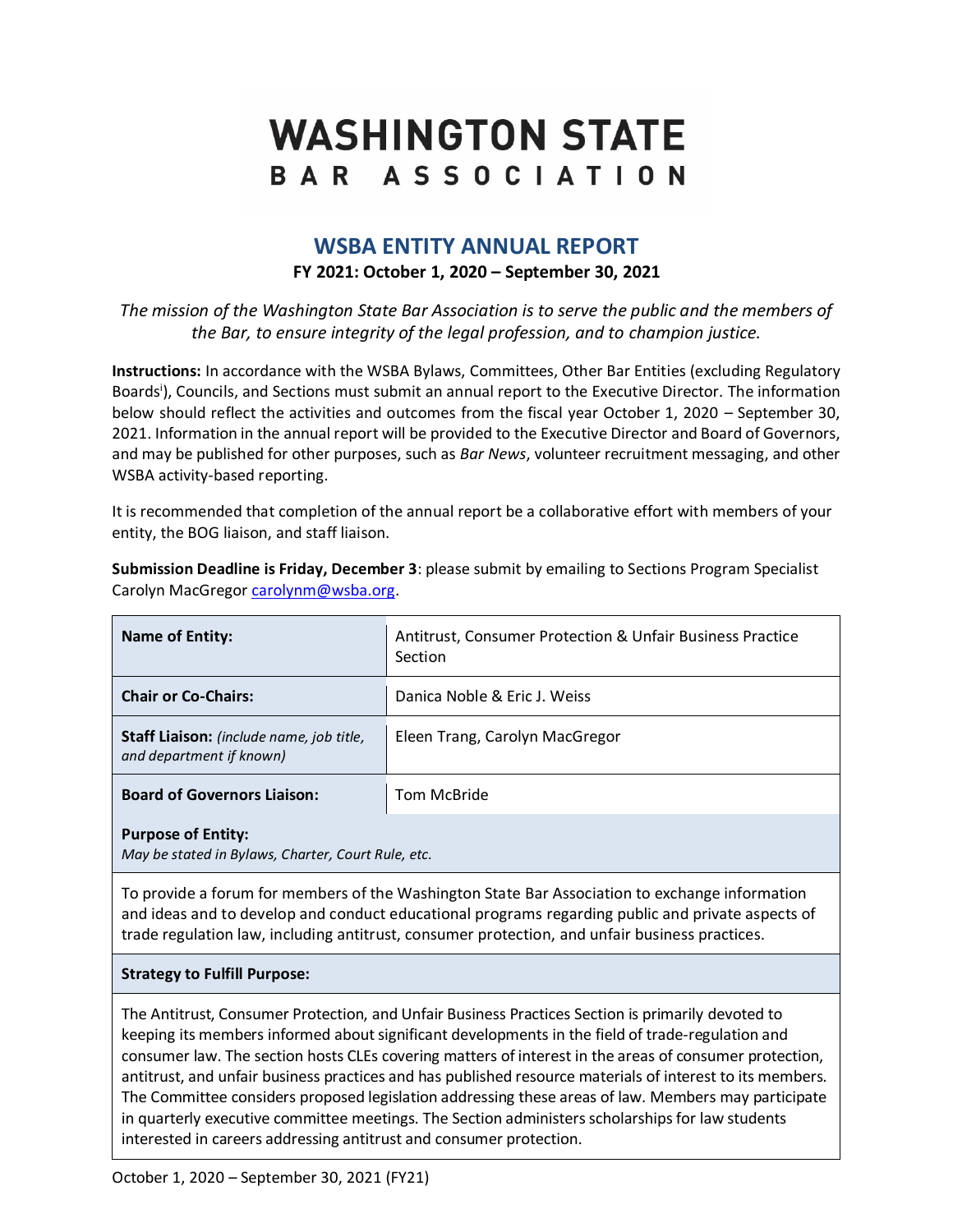# WASHINGTON STATE BAR ASSOCIATION

## WSBA ENTITY ANNUAL REPORT

**FY 2021: October 1, 2020 – September 30, 2021**

*The mission of the Washington State Bar Association is to serve the public and the members of the Bar, to ensure integrity of the legal profession, and to champion justice.*

**Instructions:** In accordance with the WSBA Bylaws, Committees, Other Bar Entities (excluding Regulatory Boards[i]), Councils, and Sections must submit an annual report to the Executive Director. The information below should reflect the activities and outcomes from the fiscal year October 1, 2020 – September 30, 2021. Information in the annual report will be provided to the Executive Director and Board of Governors, and may be published for other purposes, such as *Bar News*, volunteer recruitment messaging, and other WSBA activity-based reporting.

It is recommended that completion of the annual report be a collaborative effort with members of your entity, the BOG liaison, and staff liaison.

**Submission Deadline is Friday, December 3**: please submit by emailing to Sections Program Specialist Carolyn MacGregor carolynm@wsba.org.

| | |
|---|---|
| **Name of Entity:** | Antitrust, Consumer Protection & Unfair Business Practice Section |
| **Chair or Co-Chairs:** | Danica Noble & Eric J. Weiss |
| **Staff Liaison:** *(include name, job title, and department if known)* | Eleen Trang, Carolyn MacGregor |
| **Board of Governors Liaison:** | Tom McBride |

**Purpose of Entity:**
*May be stated in Bylaws, Charter, Court Rule, etc.*

To provide a forum for members of the Washington State Bar Association to exchange information and ideas and to develop and conduct educational programs regarding public and private aspects of trade regulation law, including antitrust, consumer protection, and unfair business practices.

**Strategy to Fulfill Purpose:**

The Antitrust, Consumer Protection, and Unfair Business Practices Section is primarily devoted to keeping its members informed about significant developments in the field of trade-regulation and consumer law. The section hosts CLEs covering matters of interest in the areas of consumer protection, antitrust, and unfair business practices and has published resource materials of interest to its members. The Committee considers proposed legislation addressing these areas of law. Members may participate in quarterly executive committee meetings. The Section administers scholarships for law students interested in careers addressing antitrust and consumer protection.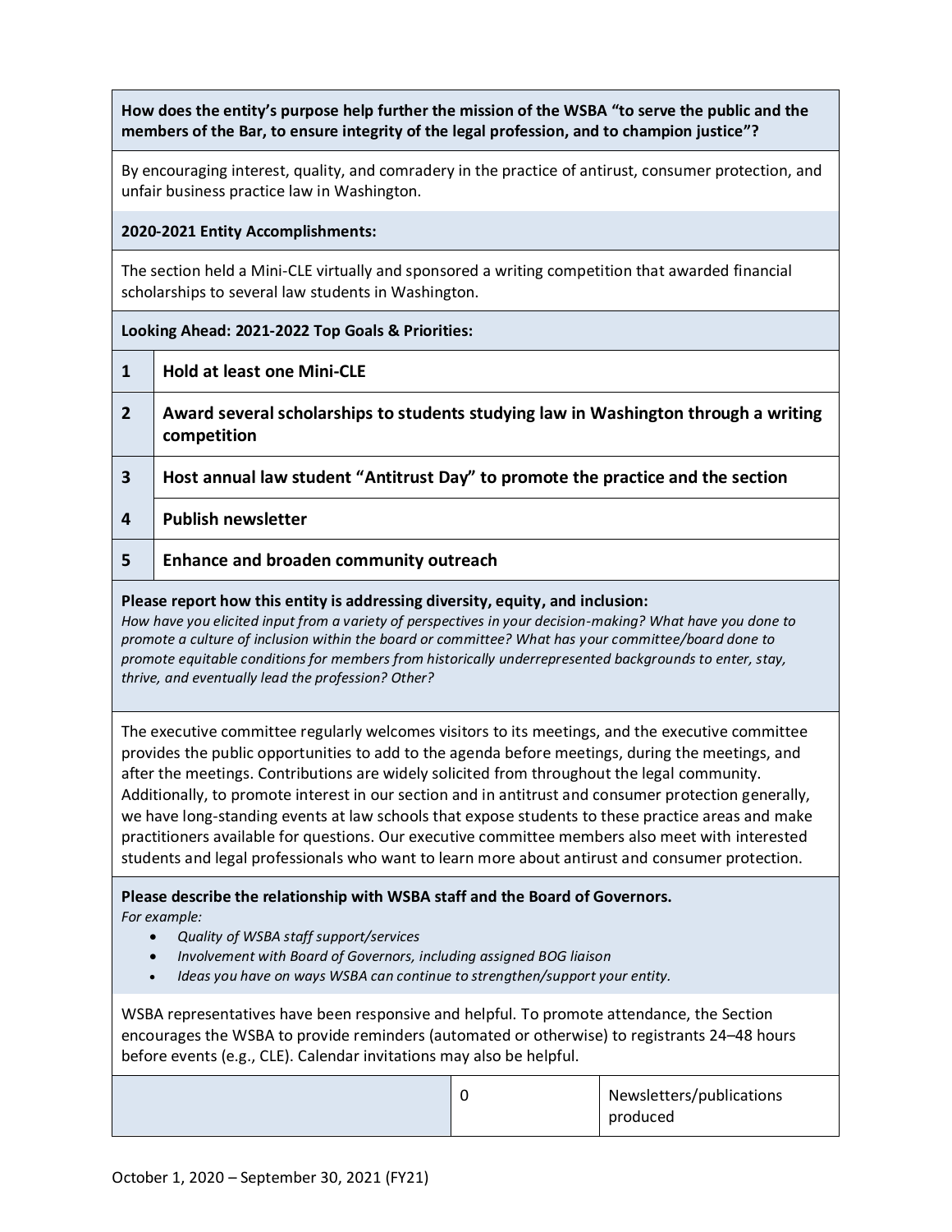**How does the entity's purpose help further the mission of the WSBA "to serve the public and the members of the Bar, to ensure integrity of the legal profession, and to champion justice"?**

By encouraging interest, quality, and comradery in the practice of antitrust, consumer protection, and unfair business practice law in Washington.

**2020-2021 Entity Accomplishments:**

The section held a Mini-CLE virtually and sponsored a writing competition that awarded financial scholarships to several law students in Washington.

**Looking Ahead: 2021-2022 Top Goals & Priorities:**

| | |
|---|---|
| **1** | **Hold at least one Mini-CLE** |
| **2** | **Award several scholarships to students studying law in Washington through a writing competition** |
| **3** | **Host annual law student "Antitrust Day" to promote the practice and the section** |
| **4** | **Publish newsletter** |
| **5** | **Enhance and broaden community outreach** |

**Please report how this entity is addressing diversity, equity, and inclusion:**
*How have you elicited input from a variety of perspectives in your decision-making? What have you done to promote a culture of inclusion within the board or committee? What has your committee/board done to promote equitable conditions for members from historically underrepresented backgrounds to enter, stay, thrive, and eventually lead the profession? Other?*

The executive committee regularly welcomes visitors to its meetings, and the executive committee provides the public opportunities to add to the agenda before meetings, during the meetings, and after the meetings. Contributions are widely solicited from throughout the legal community. Additionally, to promote interest in our section and in antitrust and consumer protection generally, we have long-standing events at law schools that expose students to these practice areas and make practitioners available for questions. Our executive committee members also meet with interested students and legal professionals who want to learn more about antirust and consumer protection.

**Please describe the relationship with WSBA staff and the Board of Governors.**
*For example:*

- *Quality of WSBA staff support/services*
- *Involvement with Board of Governors, including assigned BOG liaison*
- *Ideas you have on ways WSBA can continue to strengthen/support your entity.*

WSBA representatives have been responsive and helpful. To promote attendance, the Section encourages the WSBA to provide reminders (automated or otherwise) to registrants 24–48 hours before events (e.g., CLE). Calendar invitations may also be helpful.

| | | |
|---|---|---|
| | 0 | Newsletters/publications produced |

October 1, 2020 – September 30, 2021 (FY21)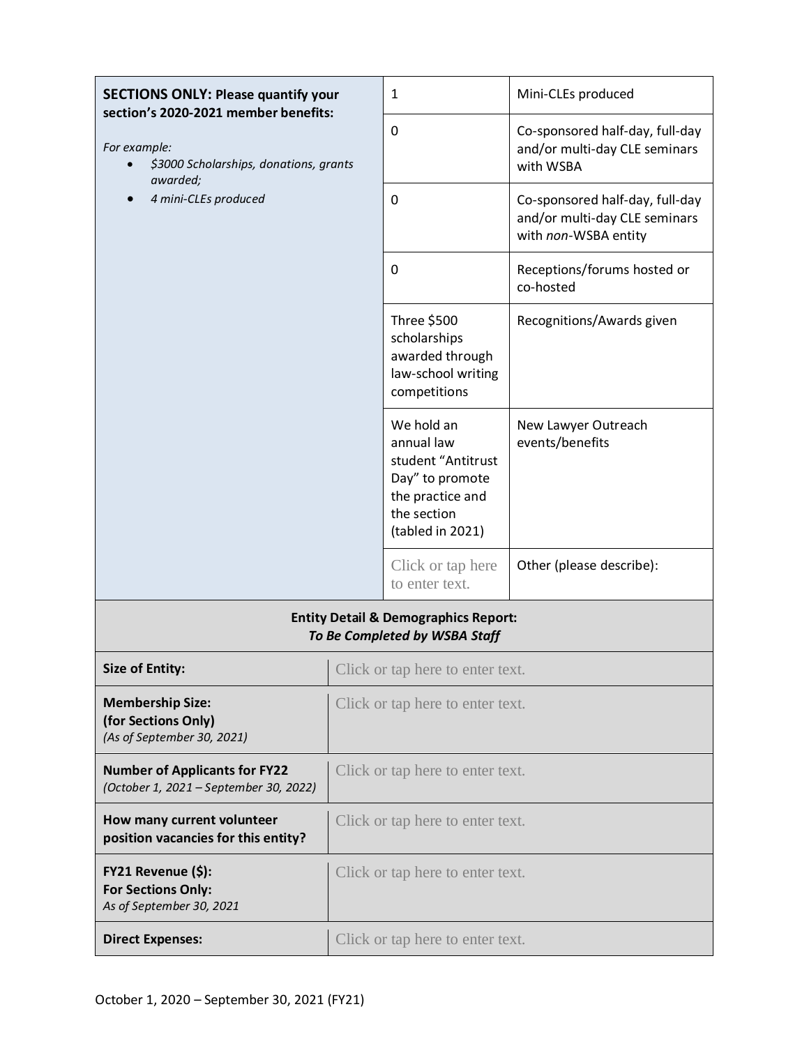| **SECTIONS ONLY: Please quantify your section's 2020-2021 member benefits:**<br><br>*For example:*<br>• *$3000 Scholarships, donations, grants awarded;*<br>• *4 mini-CLEs produced* | | |
|---|---|---|
| | 1 | Mini-CLEs produced |
| | 0 | Co-sponsored half-day, full-day and/or multi-day CLE seminars with WSBA |
| | 0 | Co-sponsored half-day, full-day and/or multi-day CLE seminars with *non*-WSBA entity |
| | 0 | Receptions/forums hosted or co-hosted |
| | Three $500 scholarships awarded through law-school writing competitions | Recognitions/Awards given |
| | We hold an annual law student "Antitrust Day" to promote the practice and the section (tabled in 2021) | New Lawyer Outreach events/benefits |
| | Click or tap here to enter text. | Other (please describe): |

| **Entity Detail & Demographics Report:**<br>***To Be Completed by WSBA Staff*** | |
|---|---|
| **Size of Entity:** | Click or tap here to enter text. |
| **Membership Size:**<br>**(for Sections Only)**<br>*(As of September 30, 2021)* | Click or tap here to enter text. |
| **Number of Applicants for FY22**<br>*(October 1, 2021 – September 30, 2022)* | Click or tap here to enter text. |
| **How many current volunteer position vacancies for this entity?** | Click or tap here to enter text. |
| **FY21 Revenue ($):**<br>**For Sections Only:**<br>*As of September 30, 2021* | Click or tap here to enter text. |
| **Direct Expenses:** | Click or tap here to enter text. |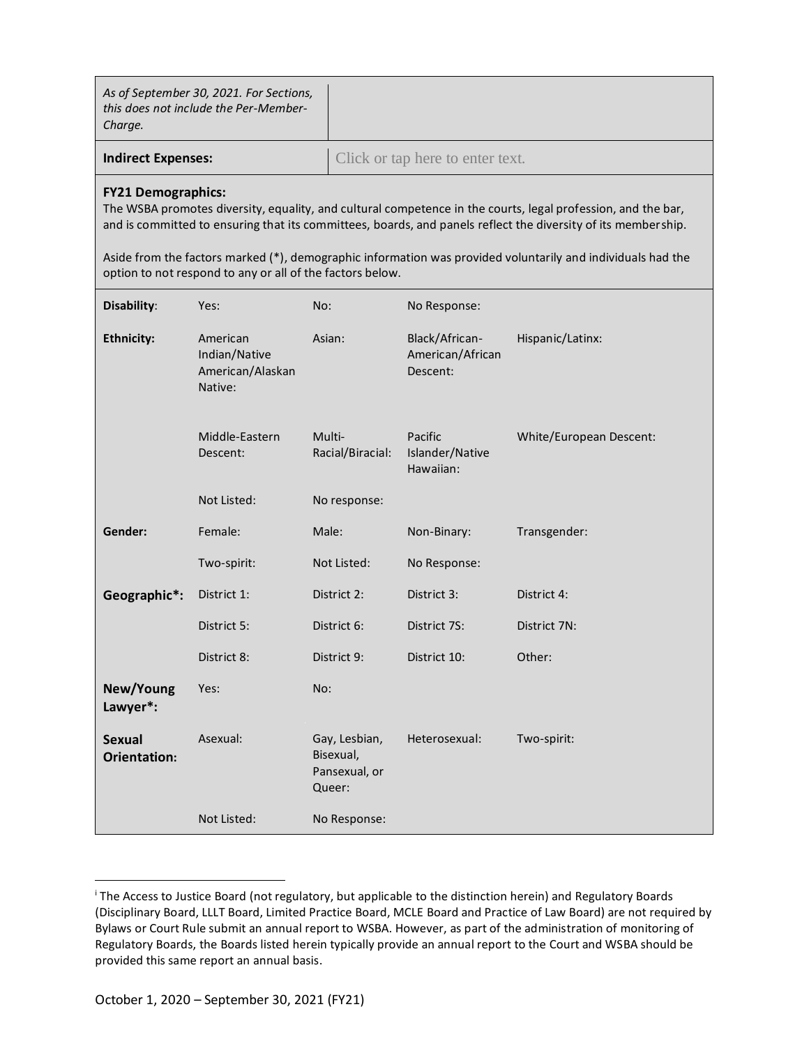| | |
|---|---|
| *As of September 30, 2021. For Sections, this does not include the Per-Member-Charge.* | |
| **Indirect Expenses:** | Click or tap here to enter text. |

**FY21 Demographics:**
The WSBA promotes diversity, equality, and cultural competence in the courts, legal profession, and the bar, and is committed to ensuring that its committees, boards, and panels reflect the diversity of its membership.

Aside from the factors marked (*), demographic information was provided voluntarily and individuals had the option to not respond to any or all of the factors below.

| | | | | |
|---|---|---|---|---|
| **Disability**: | Yes: | No: | No Response: | |
| **Ethnicity:** | American Indian/Native American/Alaskan Native: | Asian: | Black/African-American/African Descent: | Hispanic/Latinx: |
| | Middle-Eastern Descent: | Multi-Racial/Biracial: | Pacific Islander/Native Hawaiian: | White/European Descent: |
| | Not Listed: | No response: | | |
| **Gender:** | Female: | Male: | Non-Binary: | Transgender: |
| | Two-spirit: | Not Listed: | No Response: | |
| **Geographic*:** | District 1: | District 2: | District 3: | District 4: |
| | District 5: | District 6: | District 7S: | District 7N: |
| | District 8: | District 9: | District 10: | Other: |
| **New/Young Lawyer*:** | Yes: | No: | | |
| **Sexual Orientation:** | Asexual: | Gay, Lesbian, Bisexual, Pansexual, or Queer: | Heterosexual: | Two-spirit: |
| | Not Listed: | No Response: | | |

[i] The Access to Justice Board (not regulatory, but applicable to the distinction herein) and Regulatory Boards (Disciplinary Board, LLLT Board, Limited Practice Board, MCLE Board and Practice of Law Board) are not required by Bylaws or Court Rule submit an annual report to WSBA. However, as part of the administration of monitoring of Regulatory Boards, the Boards listed herein typically provide an annual report to the Court and WSBA should be provided this same report an annual basis.